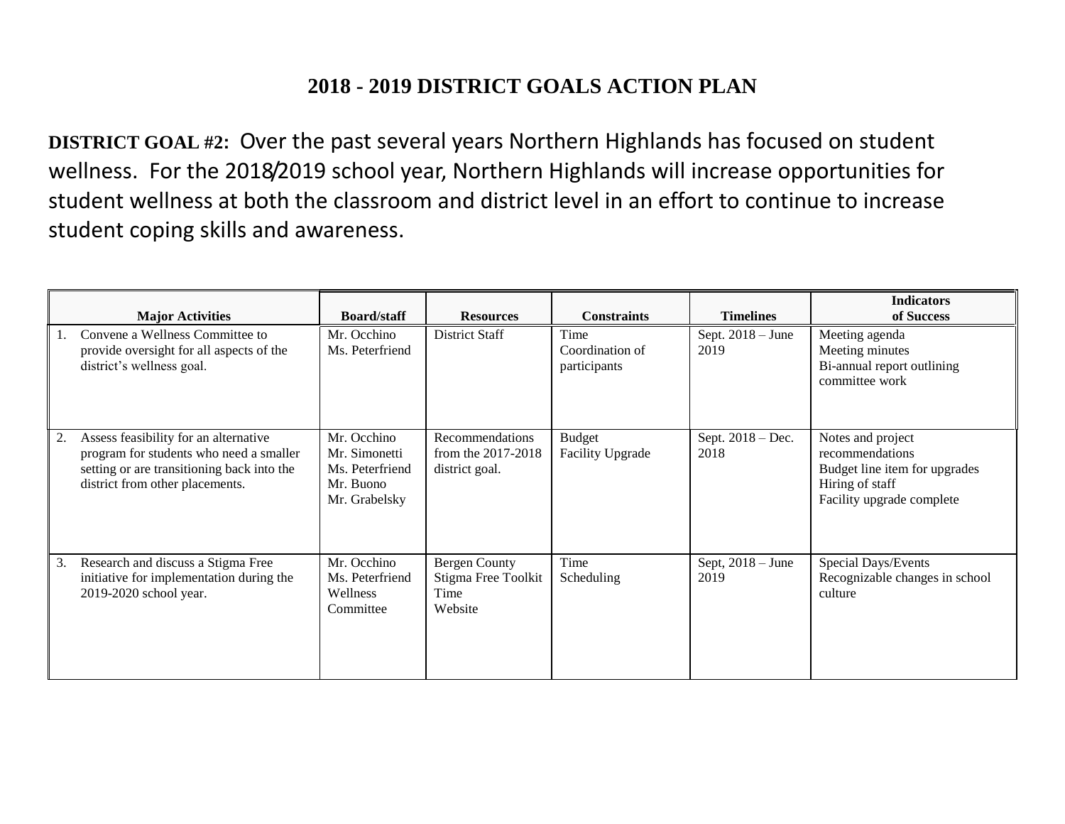# 2018 - 2019 DISTRICT GOALS ACTION PLAN

**DISTRICT GOAL #2:** Over the past several years Northern Highlands has focused on student wellness. For the 2018/2019 school year, Northern Highlands will increase opportunities for student wellness at both the classroom and district level in an effort to continue to increase student coping skills and awareness.

| Major Activities | Board/staff | Resources | Constraints | Timelines | Indicators of Success |
|---|---|---|---|---|---|
| 1. Convene a Wellness Committee to provide oversight for all aspects of the district's wellness goal. | Mr. Occhino<br>Ms. Peterfriend | District Staff | Time<br>Coordination of participants | Sept. 2018 – June 2019 | Meeting agenda<br>Meeting minutes<br>Bi-annual report outlining committee work |
| 2. Assess feasibility for an alternative program for students who need a smaller setting or are transitioning back into the district from other placements. | Mr. Occhino<br>Mr. Simonetti<br>Ms. Peterfriend<br>Mr. Buono<br>Mr. Grabelsky | Recommendations from the 2017-2018 district goal. | Budget<br>Facility Upgrade | Sept. 2018 – Dec. 2018 | Notes and project recommendations<br>Budget line item for upgrades<br>Hiring of staff<br>Facility upgrade complete |
| 3. Research and discuss a Stigma Free initiative for implementation during the 2019-2020 school year. | Mr. Occhino<br>Ms. Peterfriend<br>Wellness Committee | Bergen County Stigma Free Toolkit<br>Time<br>Website | Time<br>Scheduling | Sept, 2018 – June 2019 | Special Days/Events<br>Recognizable changes in school culture |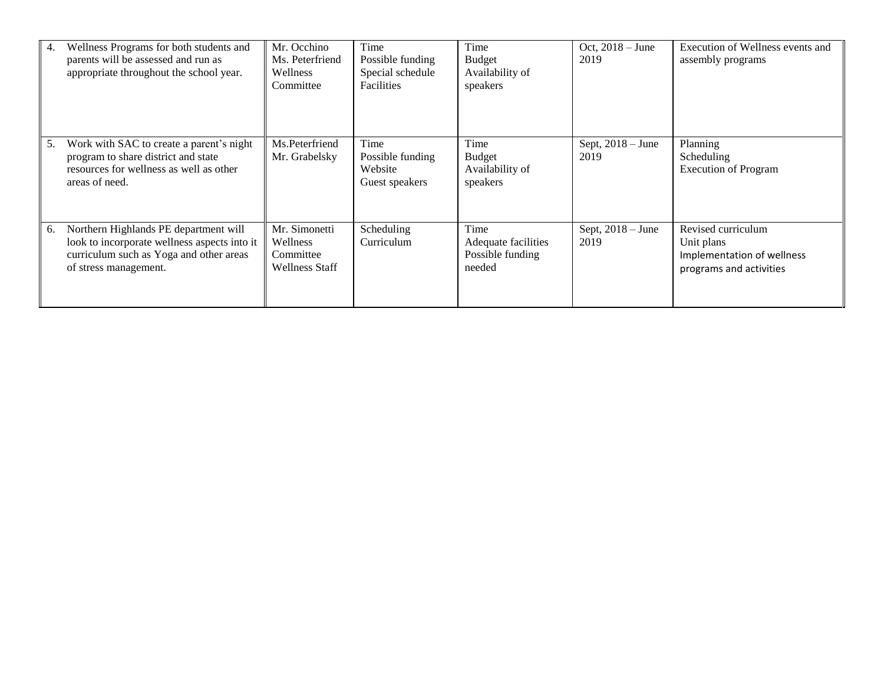| | | | | | |
|---|---|---|---|---|---|
| 4. Wellness Programs for both students and parents will be assessed and run as appropriate throughout the school year. | Mr. Occhino<br>Ms. Peterfriend<br>Wellness Committee | Time<br>Possible funding<br>Special schedule<br>Facilities | Time<br>Budget<br>Availability of speakers | Oct, 2018 – June 2019 | Execution of Wellness events and assembly programs |
| 5. Work with SAC to create a parent's night program to share district and state resources for wellness as well as other areas of need. | Ms.Peterfriend<br>Mr. Grabelsky | Time<br>Possible funding<br>Website<br>Guest speakers | Time<br>Budget<br>Availability of speakers | Sept, 2018 – June 2019 | Planning<br>Scheduling<br>Execution of Program |
| 6. Northern Highlands PE department will look to incorporate wellness aspects into it curriculum such as Yoga and other areas of stress management. | Mr. Simonetti<br>Wellness Committee<br>Wellness Staff | Scheduling<br>Curriculum | Time<br>Adequate facilities<br>Possible funding needed | Sept, 2018 – June 2019 | Revised curriculum<br>Unit plans<br>Implementation of wellness programs and activities |